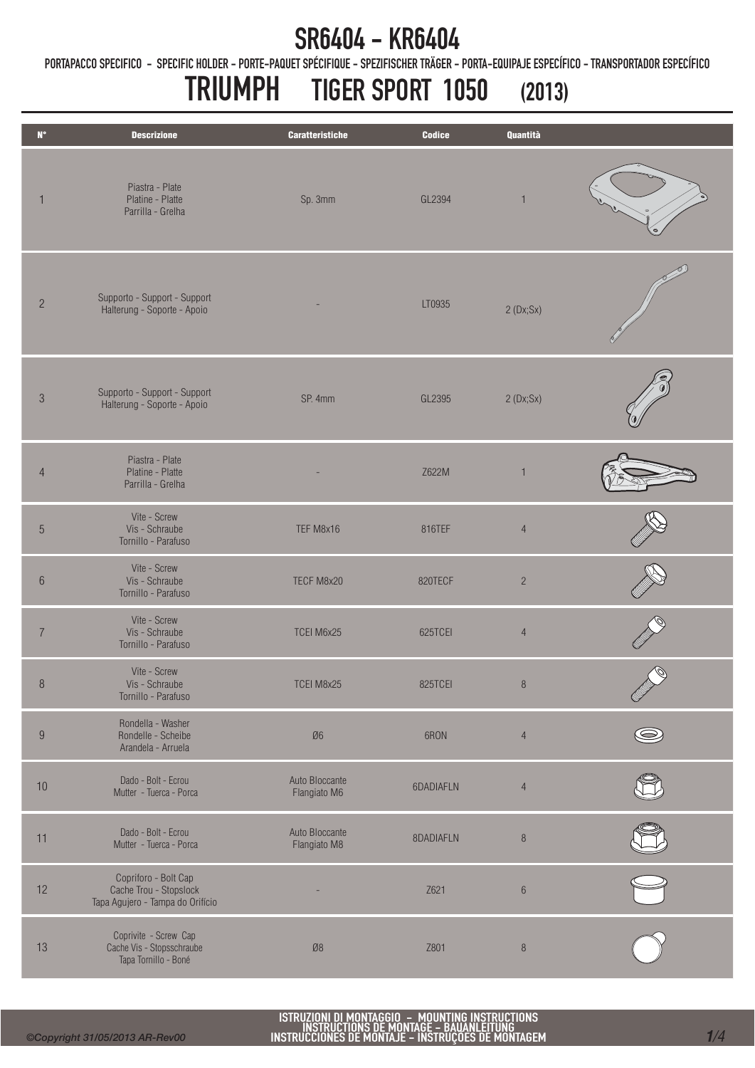# SR6404 - KR6404

PORTAPACCO SPECIFICO - SPECIFIC HOLDER - PORTE-PAQUET SPÉCIFIQUE - SPEZIFISCHER TRÄGER - PORTA-EQUIPAJE ESPECÍFICO - TRANSPORTADOR ESPECÍFICO

## TRIUMPH TIGER SPORT 1050 (2013)

| N° | Descrizione | Caratteristiche | Codice | Quantità |
|---|---|---|---|---|
| 1 | Piastra - Plate<br>Platine - Platte<br>Parrilla - Grelha | Sp. 3mm | GL2394 | 1 |
| 2 | Supporto - Support - Support<br>Halterung - Soporte - Apoio | - | LT0935 | 2 (Dx;Sx) |
| 3 | Supporto - Support - Support<br>Halterung - Soporte - Apoio | SP. 4mm | GL2395 | 2 (Dx;Sx) |
| 4 | Piastra - Plate<br>Platine - Platte<br>Parrilla - Grelha | - | Z622M | 1 |
| 5 | Vite - Screw<br>Vis - Schraube<br>Tornillo - Parafuso | TEF M8x16 | 816TEF | 4 |
| 6 | Vite - Screw<br>Vis - Schraube<br>Tornillo - Parafuso | TECF M8x20 | 820TECF | 2 |
| 7 | Vite - Screw<br>Vis - Schraube<br>Tornillo - Parafuso | TCEI M6x25 | 625TCEI | 4 |
| 8 | Vite - Screw<br>Vis - Schraube<br>Tornillo - Parafuso | TCEI M8x25 | 825TCEI | 8 |
| 9 | Rondella - Washer<br>Rondelle - Scheibe<br>Arandela - Arruela | Ø6 | 6RON | 4 |
| 10 | Dado - Bolt - Ecrou<br>Mutter - Tuerca - Porca | Auto Bloccante<br>Flangiato M6 | 6DADIAFLN | 4 |
| 11 | Dado - Bolt - Ecrou<br>Mutter - Tuerca - Porca | Auto Bloccante<br>Flangiato M8 | 8DADIAFLN | 8 |
| 12 | Copriforo - Bolt Cap<br>Cache Trou - Stopslock<br>Tapa Agujero - Tampa do Orifício | - | Z621 | 6 |
| 13 | Coprivite - Screw Cap<br>Cache Vis - Stopsschraube<br>Tapa Tornillo - Boné | Ø8 | Z801 | 8 |

ISTRUZIONI DI MONTAGGIO - MOUNTING INSTRUCTIONS
INSTRUCTIONS DE MONTAGE - BAUANLEITUNG
INSTRUCCIONES DE MONTAJE - INSTRUÇÕES DE MONTAGEM

*©Copyright 31/05/2013 AR-Rev00*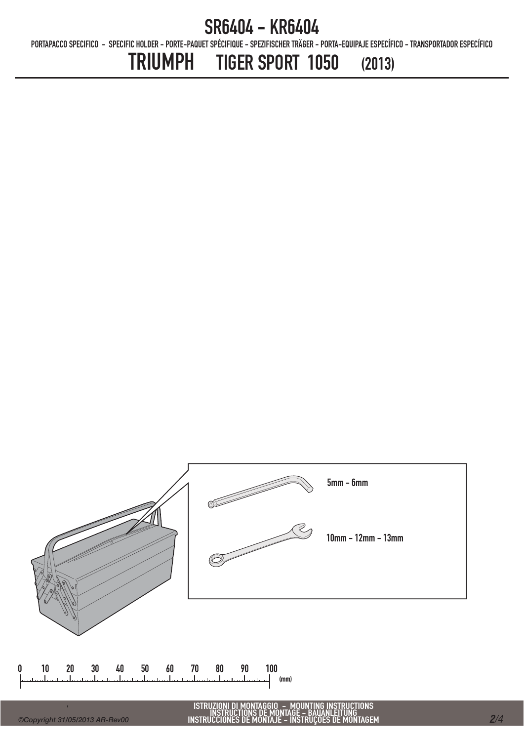# SR6404 - KR6404

PORTAPACCO SPECIFICO - SPECIFIC HOLDER - PORTE-PAQUET SPÉCIFIQUE - SPEZIFISCHER TRÄGER - PORTA-EQUIPAJE ESPECÍFICO - TRANSPORTADOR ESPECÍFICO

## TRIUMPH TIGER SPORT 1050 (2013)

5mm - 6mm

10mm - 12mm - 13mm

0 10 20 30 40 50 60 70 80 90 100 (mm)

ISTRUZIONI DI MONTAGGIO - MOUNTING INSTRUCTIONS
INSTRUCTIONS DE MONTAGE - BAUANLEITUNG
INSTRUCCIONES DE MONTAJE - INSTRUÇOES DE MONTAGEM

©Copyright 31/05/2013 AR-Rev00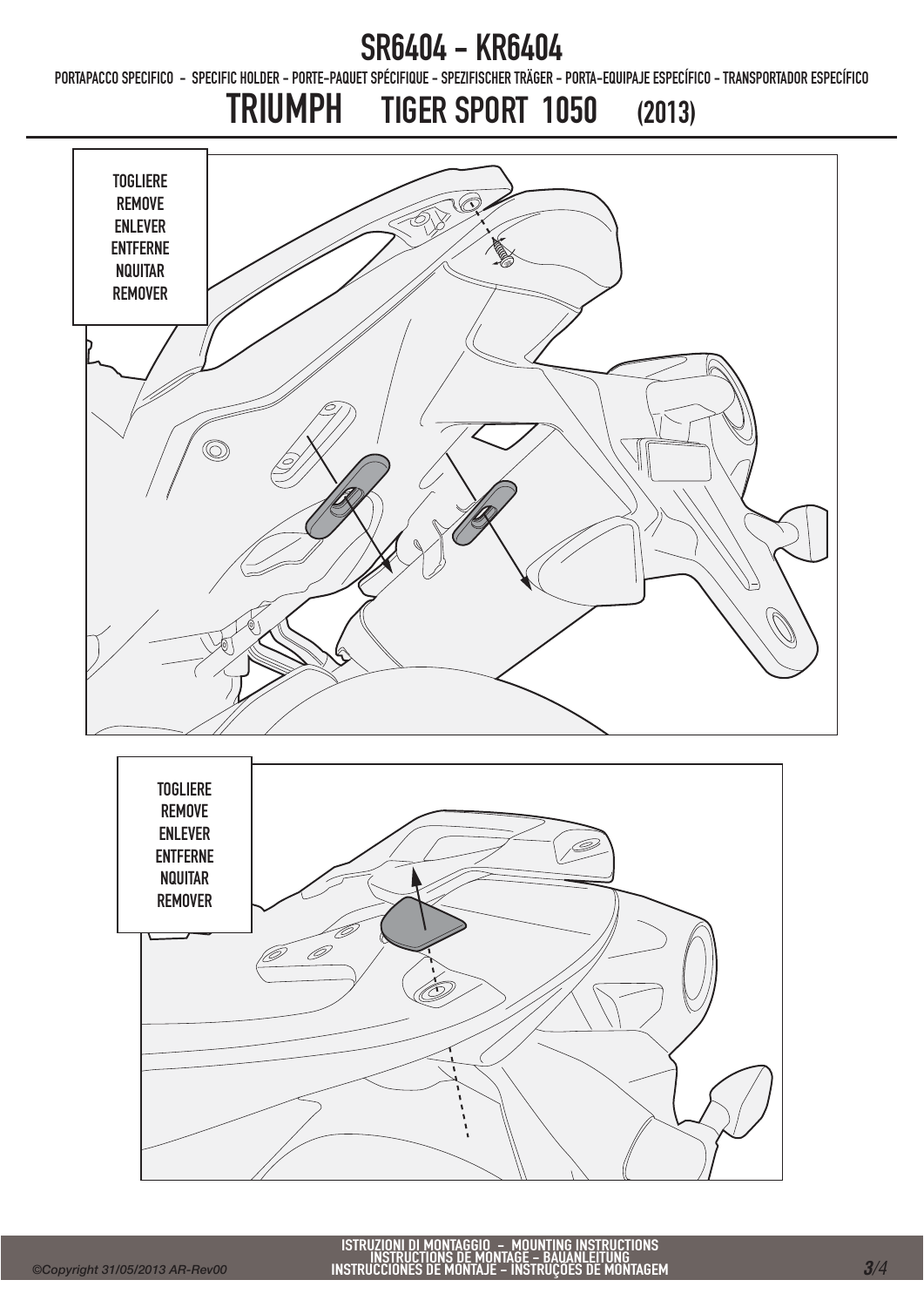# SR6404 - KR6404

PORTAPACCO SPECIFICO - SPECIFIC HOLDER - PORTE-PAQUET SPÉCIFIQUE - SPEZIFISCHER TRÄGER - PORTA-EQUIPAJE ESPECÍFICO - TRANSPORTADOR ESPECÍFICO

## TRIUMPH TIGER SPORT 1050 (2013)

TOGLIERE
REMOVE
ENLEVER
ENTFERNE
NQUITAR
REMOVER

TOGLIERE
REMOVE
ENLEVER
ENTFERNE
NQUITAR
REMOVER

ISTRUZIONI DI MONTAGGIO - MOUNTING INSTRUCTIONS
INSTRUCTIONS DE MONTAGE - BAUANLEITUNG
INSTRUCCIONES DE MONTAJE - INSTRUÇÕES DE MONTAGEM

©Copyright 31/05/2013 AR-Rev00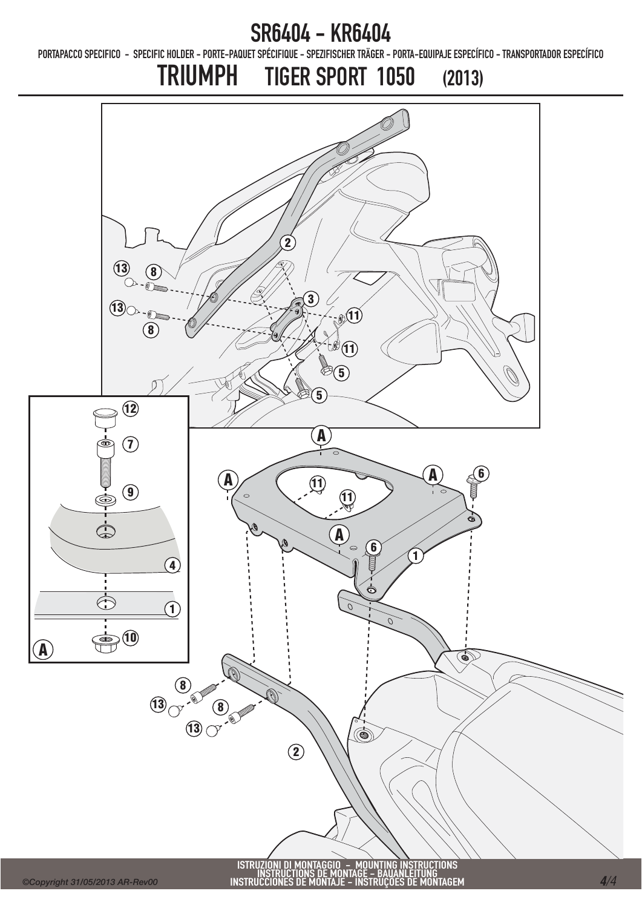# SR6404 - KR6404

PORTAPACCO SPECIFICO - SPECIFIC HOLDER - PORTE-PAQUET SPÉCIFIQUE - SPEZIFISCHER TRÄGER - PORTA-EQUIPAJE ESPECÍFICO - TRANSPORTADOR ESPECÍFICO

## TRIUMPH TIGER SPORT 1050 (2013)

13
8
2
3
13
11
8
11
5
5
12
A
7
A
11
A
6
9
11
A
6
1
4
1
10
A
8
13
8
13
2

ISTRUZIONI DI MONTAGGIO - MOUNTING INSTRUCTIONS
INSTRUCTIONS DE MONTAGE - BAUANLEITUNG
INSTRUCCIONES DE MONTAJE - INSTRUÇÕES DE MONTAGEM

©Copyright 31/05/2013 AR-Rev00